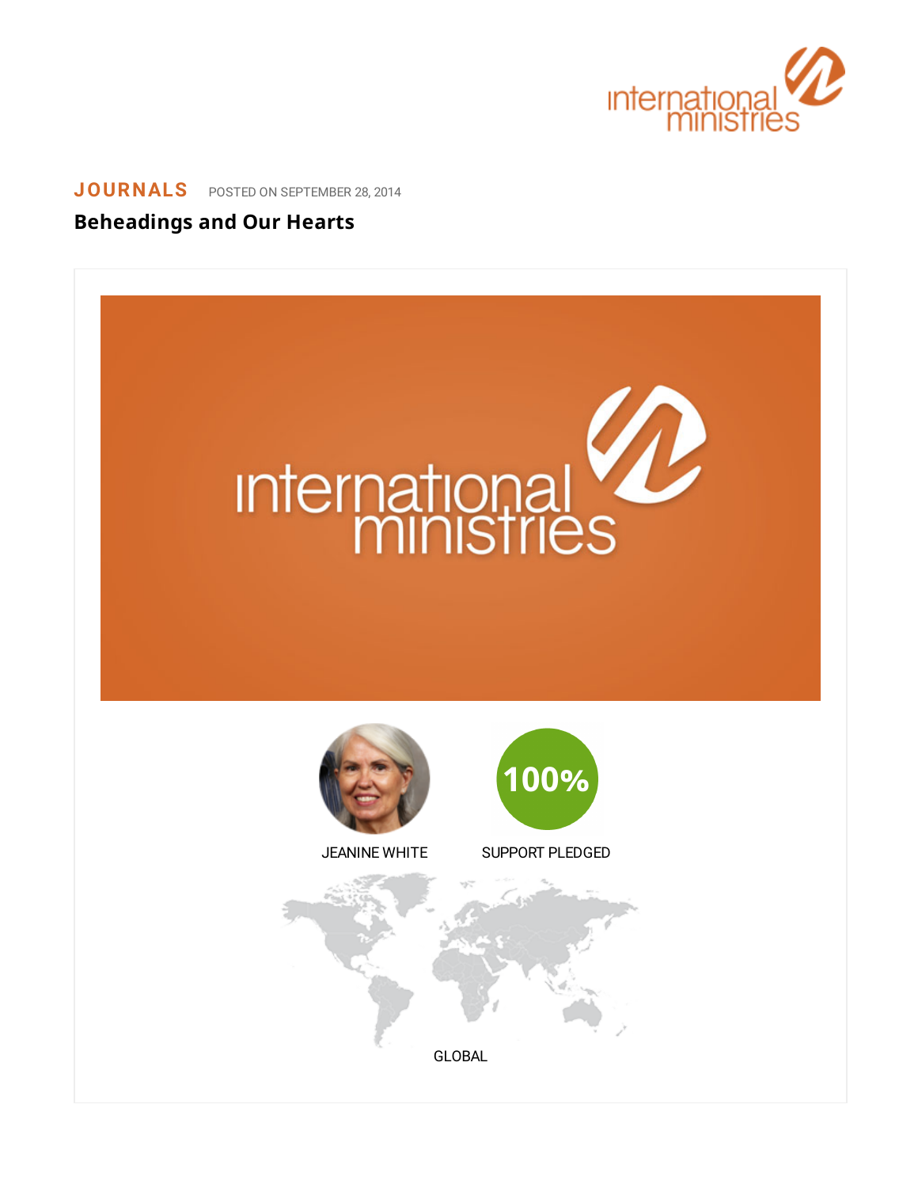**JOURNALS** POSTED ON SEPTEMBER 28, 2014

# Beheadings and Our Hearts

JEANINE WHITE

100%

SUPPORT PLEDGED

GLOBAL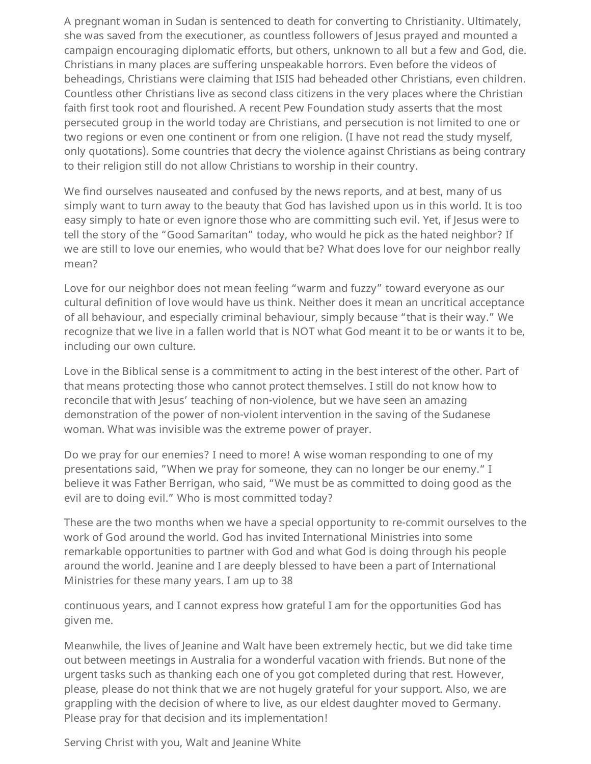A pregnant woman in Sudan is sentenced to death for converting to Christianity. Ultimately, she was saved from the executioner, as countless followers of Jesus prayed and mounted a campaign encouraging diplomatic efforts, but others, unknown to all but a few and God, die. Christians in many places are suffering unspeakable horrors. Even before the videos of beheadings, Christians were claiming that ISIS had beheaded other Christians, even children. Countless other Christians live as second class citizens in the very places where the Christian faith first took root and flourished. A recent Pew Foundation study asserts that the most persecuted group in the world today are Christians, and persecution is not limited to one or two regions or even one continent or from one religion. (I have not read the study myself, only quotations). Some countries that decry the violence against Christians as being contrary to their religion still do not allow Christians to worship in their country.

We find ourselves nauseated and confused by the news reports, and at best, many of us simply want to turn away to the beauty that God has lavished upon us in this world. It is too easy simply to hate or even ignore those who are committing such evil. Yet, if Jesus were to tell the story of the "Good Samaritan" today, who would he pick as the hated neighbor? If we are still to love our enemies, who would that be? What does love for our neighbor really mean?

Love for our neighbor does not mean feeling "warm and fuzzy" toward everyone as our cultural definition of love would have us think. Neither does it mean an uncritical acceptance of all behaviour, and especially criminal behaviour, simply because "that is their way." We recognize that we live in a fallen world that is NOT what God meant it to be or wants it to be, including our own culture.

Love in the Biblical sense is a commitment to acting in the best interest of the other. Part of that means protecting those who cannot protect themselves. I still do not know how to reconcile that with Jesus' teaching of non-violence, but we have seen an amazing demonstration of the power of non-violent intervention in the saving of the Sudanese woman. What was invisible was the extreme power of prayer.

Do we pray for our enemies? I need to more! A wise woman responding to one of my presentations said, "When we pray for someone, they can no longer be our enemy." I believe it was Father Berrigan, who said, "We must be as committed to doing good as the evil are to doing evil." Who is most committed today?

These are the two months when we have a special opportunity to re-commit ourselves to the work of God around the world. God has invited International Ministries into some remarkable opportunities to partner with God and what God is doing through his people around the world. Jeanine and I are deeply blessed to have been a part of International Ministries for these many years. I am up to 38 continuous years, and I cannot express how grateful I am for the opportunities God has given me.

Meanwhile, the lives of Jeanine and Walt have been extremely hectic, but we did take time out between meetings in Australia for a wonderful vacation with friends. But none of the urgent tasks such as thanking each one of you got completed during that rest. However, please, please do not think that we are not hugely grateful for your support. Also, we are grappling with the decision of where to live, as our eldest daughter moved to Germany. Please pray for that decision and its implementation!

Serving Christ with you, Walt and Jeanine White